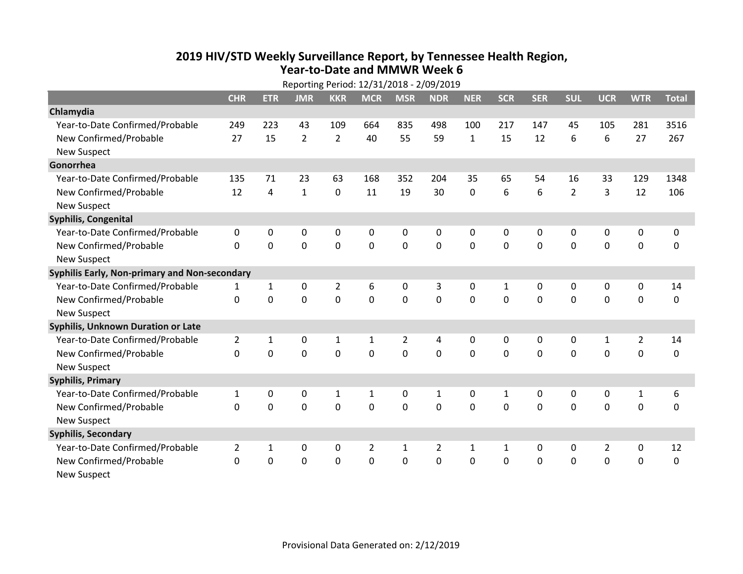# 2019 HIV/STD Weekly Surveillance Report, by Tennessee Health Region, Year-to-Date and MMWR Week 6

Reporting Period: 12/31/2018 - 2/09/2019

| | CHR | ETR | JMR | KKR | MCR | MSR | NDR | NER | SCR | SER | SUL | UCR | WTR | Total |
|---|---|---|---|---|---|---|---|---|---|---|---|---|---|---|
| **Chlamydia** | | | | | | | | | | | | | | |
| Year-to-Date Confirmed/Probable | 249 | 223 | 43 | 109 | 664 | 835 | 498 | 100 | 217 | 147 | 45 | 105 | 281 | 3516 |
| New Confirmed/Probable | 27 | 15 | 2 | 2 | 40 | 55 | 59 | 1 | 15 | 12 | 6 | 6 | 27 | 267 |
| New Suspect | | | | | | | | | | | | | | |
| **Gonorrhea** | | | | | | | | | | | | | | |
| Year-to-Date Confirmed/Probable | 135 | 71 | 23 | 63 | 168 | 352 | 204 | 35 | 65 | 54 | 16 | 33 | 129 | 1348 |
| New Confirmed/Probable | 12 | 4 | 1 | 0 | 11 | 19 | 30 | 0 | 6 | 6 | 2 | 3 | 12 | 106 |
| New Suspect | | | | | | | | | | | | | | |
| **Syphilis, Congenital** | | | | | | | | | | | | | | |
| Year-to-Date Confirmed/Probable | 0 | 0 | 0 | 0 | 0 | 0 | 0 | 0 | 0 | 0 | 0 | 0 | 0 | 0 |
| New Confirmed/Probable | 0 | 0 | 0 | 0 | 0 | 0 | 0 | 0 | 0 | 0 | 0 | 0 | 0 | 0 |
| New Suspect | | | | | | | | | | | | | | |
| **Syphilis Early, Non-primary and Non-secondary** | | | | | | | | | | | | | | |
| Year-to-Date Confirmed/Probable | 1 | 1 | 0 | 2 | 6 | 0 | 3 | 0 | 1 | 0 | 0 | 0 | 0 | 14 |
| New Confirmed/Probable | 0 | 0 | 0 | 0 | 0 | 0 | 0 | 0 | 0 | 0 | 0 | 0 | 0 | 0 |
| New Suspect | | | | | | | | | | | | | | |
| **Syphilis, Unknown Duration or Late** | | | | | | | | | | | | | | |
| Year-to-Date Confirmed/Probable | 2 | 1 | 0 | 1 | 1 | 2 | 4 | 0 | 0 | 0 | 0 | 1 | 2 | 14 |
| New Confirmed/Probable | 0 | 0 | 0 | 0 | 0 | 0 | 0 | 0 | 0 | 0 | 0 | 0 | 0 | 0 |
| New Suspect | | | | | | | | | | | | | | |
| **Syphilis, Primary** | | | | | | | | | | | | | | |
| Year-to-Date Confirmed/Probable | 1 | 0 | 0 | 1 | 1 | 0 | 1 | 0 | 1 | 0 | 0 | 0 | 1 | 6 |
| New Confirmed/Probable | 0 | 0 | 0 | 0 | 0 | 0 | 0 | 0 | 0 | 0 | 0 | 0 | 0 | 0 |
| New Suspect | | | | | | | | | | | | | | |
| **Syphilis, Secondary** | | | | | | | | | | | | | | |
| Year-to-Date Confirmed/Probable | 2 | 1 | 0 | 0 | 2 | 1 | 2 | 1 | 1 | 0 | 0 | 2 | 0 | 12 |
| New Confirmed/Probable | 0 | 0 | 0 | 0 | 0 | 0 | 0 | 0 | 0 | 0 | 0 | 0 | 0 | 0 |
| New Suspect | | | | | | | | | | | | | | |

Provisional Data Generated on: 2/12/2019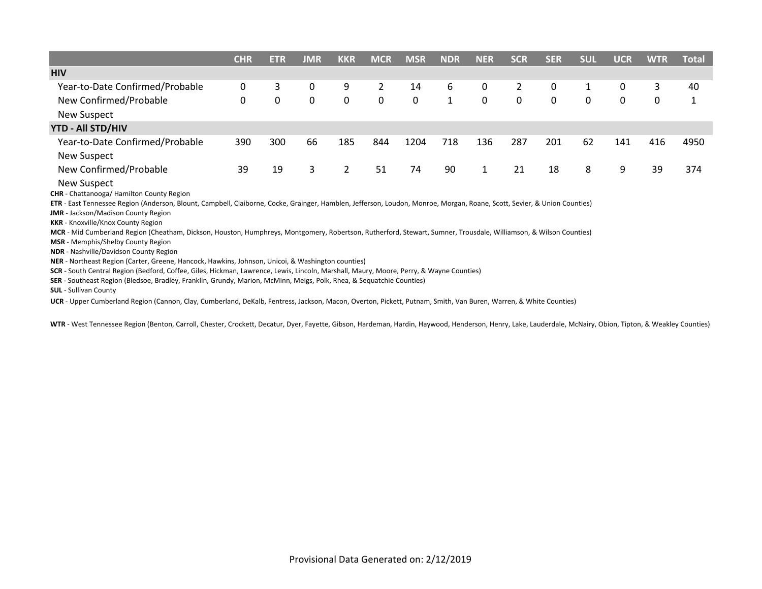| | CHR | ETR | JMR | KKR | MCR | MSR | NDR | NER | SCR | SER | SUL | UCR | WTR | Total |
|---|---|---|---|---|---|---|---|---|---|---|---|---|---|---|
| **HIV** | | | | | | | | | | | | | | |
| Year-to-Date Confirmed/Probable | 0 | 3 | 0 | 9 | 2 | 14 | 6 | 0 | 2 | 0 | 1 | 0 | 3 | 40 |
| New Confirmed/Probable | 0 | 0 | 0 | 0 | 0 | 0 | 1 | 0 | 0 | 0 | 0 | 0 | 0 | 1 |
| New Suspect | | | | | | | | | | | | | | |
| **YTD - All STD/HIV** | | | | | | | | | | | | | | |
| Year-to-Date Confirmed/Probable | 390 | 300 | 66 | 185 | 844 | 1204 | 718 | 136 | 287 | 201 | 62 | 141 | 416 | 4950 |
| New Suspect | | | | | | | | | | | | | | |
| New Confirmed/Probable | 39 | 19 | 3 | 2 | 51 | 74 | 90 | 1 | 21 | 18 | 8 | 9 | 39 | 374 |
| New Suspect | | | | | | | | | | | | | | |

**CHR** - Chattanooga/ Hamilton County Region

**ETR** - East Tennessee Region (Anderson, Blount, Campbell, Claiborne, Cocke, Grainger, Hamblen, Jefferson, Loudon, Monroe, Morgan, Roane, Scott, Sevier, & Union Counties)

**JMR** - Jackson/Madison County Region

**KKR** - Knoxville/Knox County Region

**MCR** - Mid Cumberland Region (Cheatham, Dickson, Houston, Humphreys, Montgomery, Robertson, Rutherford, Stewart, Sumner, Trousdale, Williamson, & Wilson Counties)

**MSR** - Memphis/Shelby County Region

**NDR** - Nashville/Davidson County Region

**NER** - Northeast Region (Carter, Greene, Hancock, Hawkins, Johnson, Unicoi, & Washington counties)

**SCR** - South Central Region (Bedford, Coffee, Giles, Hickman, Lawrence, Lewis, Lincoln, Marshall, Maury, Moore, Perry, & Wayne Counties)

**SER** - Southeast Region (Bledsoe, Bradley, Franklin, Grundy, Marion, McMinn, Meigs, Polk, Rhea, & Sequatchie Counties)

**SUL** - Sullivan County

**UCR** - Upper Cumberland Region (Cannon, Clay, Cumberland, DeKalb, Fentress, Jackson, Macon, Overton, Pickett, Putnam, Smith, Van Buren, Warren, & White Counties)

**WTR** - West Tennessee Region (Benton, Carroll, Chester, Crockett, Decatur, Dyer, Fayette, Gibson, Hardeman, Hardin, Haywood, Henderson, Henry, Lake, Lauderdale, McNairy, Obion, Tipton, & Weakley Counties)

Provisional Data Generated on: 2/12/2019